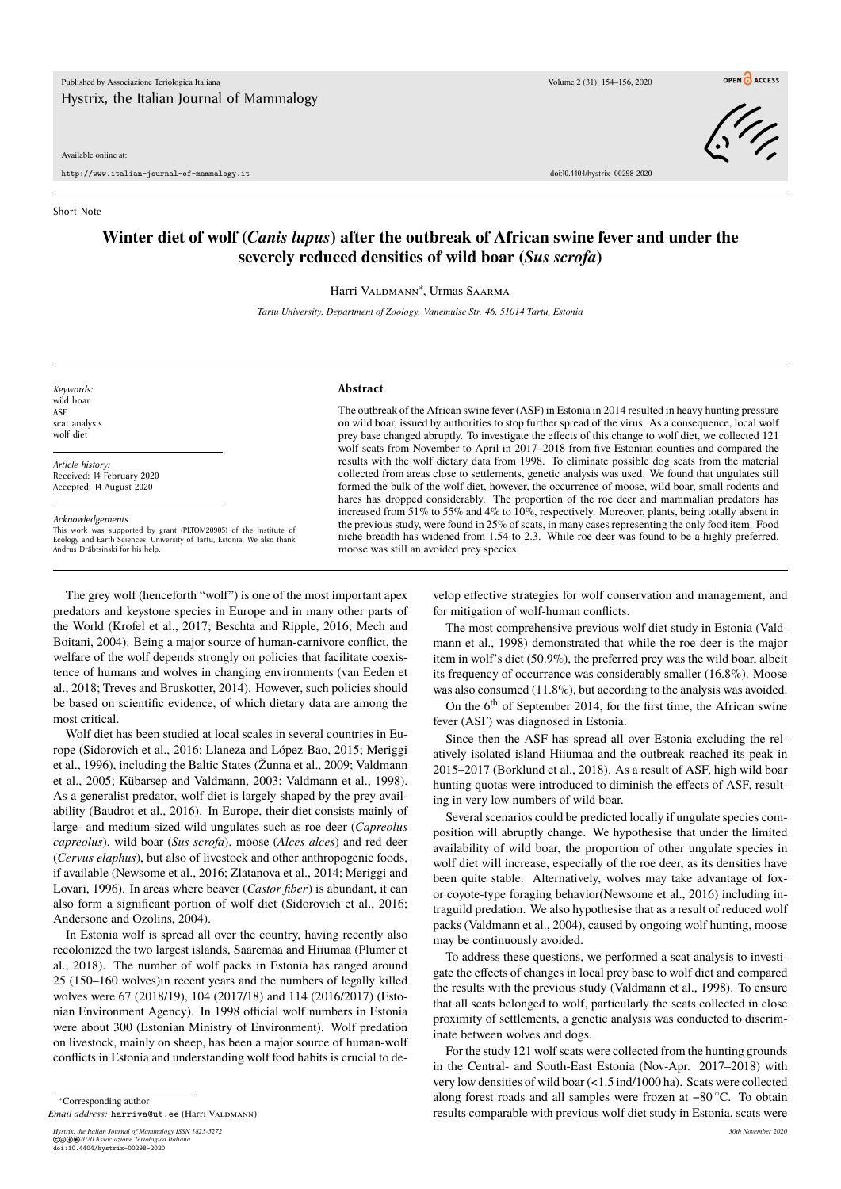Short Note

# Winter diet of wolf (*Canis lupus*) after the outbreak of African swine fever and under the severely reduced densities of wild boar (*Sus scrofa*)

Harri Valdmann[*], Urmas Saarma

*Tartu University, Department of Zoology. Vanemuise Str. 46, 51014 Tartu, Estonia*

*Keywords:*
wild boar
ASF
scat analysis
wolf diet

*Article history:*
Received: 14 February 2020
Accepted: 14 August 2020

*Acknowledgements*
This work was supported by grant (PLTOM20905) of the Institute of Ecology and Earth Sciences, University of Tartu, Estonia. We also thank Andrus Dräbtsinski for his help.

## Abstract

The outbreak of the African swine fever (ASF) in Estonia in 2014 resulted in heavy hunting pressure on wild boar, issued by authorities to stop further spread of the virus. As a consequence, local wolf prey base changed abruptly. To investigate the effects of this change to wolf diet, we collected 121 wolf scats from November to April in 2017–2018 from five Estonian counties and compared the results with the wolf dietary data from 1998. To eliminate possible dog scats from the material collected from areas close to settlements, genetic analysis was used. We found that ungulates still formed the bulk of the wolf diet, however, the occurrence of moose, wild boar, small rodents and hares has dropped considerably. The proportion of the roe deer and mammalian predators has increased from 51% to 55% and 4% to 10%, respectively. Moreover, plants, being totally absent in the previous study, were found in 25% of scats, in many cases representing the only food item. Food niche breadth has widened from 1.54 to 2.3. While roe deer was found to be a highly preferred, moose was still an avoided prey species.

The grey wolf (henceforth "wolf") is one of the most important apex predators and keystone species in Europe and in many other parts of the World (Krofel et al., 2017; Beschta and Ripple, 2016; Mech and Boitani, 2004). Being a major source of human-carnivore conflict, the welfare of the wolf depends strongly on policies that facilitate coexistence of humans and wolves in changing environments (van Eeden et al., 2018; Treves and Bruskotter, 2014). However, such policies should be based on scientific evidence, of which dietary data are among the most critical.

Wolf diet has been studied at local scales in several countries in Europe (Sidorovich et al., 2016; Llaneza and López-Bao, 2015; Meriggi et al., 1996), including the Baltic States (Žunna et al., 2009; Valdmann et al., 2005; Kübarsep and Valdmann, 2003; Valdmann et al., 1998). As a generalist predator, wolf diet is largely shaped by the prey availability (Baudrot et al., 2016). In Europe, their diet consists mainly of large- and medium-sized wild ungulates such as roe deer (*Capreolus capreolus*), wild boar (*Sus scrofa*), moose (*Alces alces*) and red deer (*Cervus elaphus*), but also of livestock and other anthropogenic foods, if available (Newsome et al., 2016; Zlatanova et al., 2014; Meriggi and Lovari, 1996). In areas where beaver (*Castor fiber*) is abundant, it can also form a significant portion of wolf diet (Sidorovich et al., 2016; Andersone and Ozolins, 2004).

In Estonia wolf is spread all over the country, having recently also recolonized the two largest islands, Saaremaa and Hiiumaa (Plumer et al., 2018). The number of wolf packs in Estonia has ranged around 25 (150–160 wolves)in recent years and the numbers of legally killed wolves were 67 (2018/19), 104 (2017/18) and 114 (2016/2017) (Estonian Environment Agency). In 1998 official wolf numbers in Estonia were about 300 (Estonian Ministry of Environment). Wolf predation on livestock, mainly on sheep, has been a major source of human-wolf conflicts in Estonia and understanding wolf food habits is crucial to develop effective strategies for wolf conservation and management, and for mitigation of wolf-human conflicts.

The most comprehensive previous wolf diet study in Estonia (Valdmann et al., 1998) demonstrated that while the roe deer is the major item in wolf's diet (50.9%), the preferred prey was the wild boar, albeit its frequency of occurrence was considerably smaller (16.8%). Moose was also consumed (11.8%), but according to the analysis was avoided.

On the 6th of September 2014, for the first time, the African swine fever (ASF) was diagnosed in Estonia.

Since then the ASF has spread all over Estonia excluding the relatively isolated island Hiiumaa and the outbreak reached its peak in 2015–2017 (Borklund et al., 2018). As a result of ASF, high wild boar hunting quotas were introduced to diminish the effects of ASF, resulting in very low numbers of wild boar.

Several scenarios could be predicted locally if ungulate species composition will abruptly change. We hypothesise that under the limited availability of wild boar, the proportion of other ungulate species in wolf diet will increase, especially of the roe deer, as its densities have been quite stable. Alternatively, wolves may take advantage of fox- or coyote-type foraging behavior(Newsome et al., 2016) including intraguild predation. We also hypothesise that as a result of reduced wolf packs (Valdmann et al., 2004), caused by ongoing wolf hunting, moose may be continuously avoided.

To address these questions, we performed a scat analysis to investigate the effects of changes in local prey base to wolf diet and compared the results with the previous study (Valdmann et al., 1998). To ensure that all scats belonged to wolves, particularly the scats collected in close proximity of settlements, a genetic analysis was conducted to discriminate between wolves and dogs.

For the study 121 wolf scats were collected from the hunting grounds in the Central- and South-East Estonia (Nov-Apr. 2017–2018) with very low densities of wild boar (<1.5 ind/1000 ha). Scats were collected along forest roads and all samples were frozen at −80 °C. To obtain results comparable with previous wolf diet study in Estonia, scats were

[*]Corresponding author
*Email address:* harriva@ut.ee (Harri Valdmann)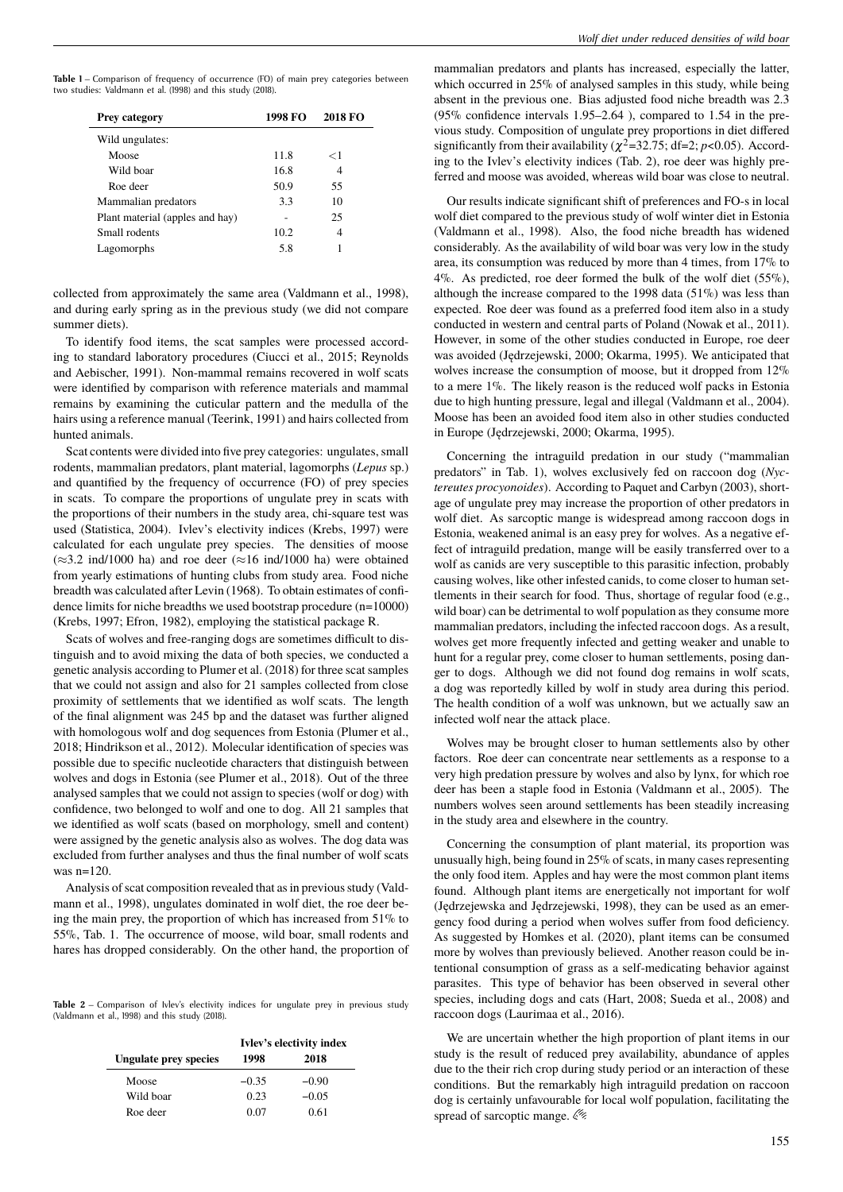**Table 1** – Comparison of frequency of occurrence (FO) of main prey categories between two studies: Valdmann et al. (1998) and this study (2018).

| Prey category | 1998 FO | 2018 FO |
|---|---|---|
| Wild ungulates: | | |
| Moose | 11.8 | <1 |
| Wild boar | 16.8 | 4 |
| Roe deer | 50.9 | 55 |
| Mammalian predators | 3.3 | 10 |
| Plant material (apples and hay) | - | 25 |
| Small rodents | 10.2 | 4 |
| Lagomorphs | 5.8 | 1 |

collected from approximately the same area (Valdmann et al., 1998), and during early spring as in the previous study (we did not compare summer diets).

To identify food items, the scat samples were processed according to standard laboratory procedures (Ciucci et al., 2015; Reynolds and Aebischer, 1991). Non-mammal remains recovered in wolf scats were identified by comparison with reference materials and mammal remains by examining the cuticular pattern and the medulla of the hairs using a reference manual (Teerink, 1991) and hairs collected from hunted animals.

Scat contents were divided into five prey categories: ungulates, small rodents, mammalian predators, plant material, lagomorphs (*Lepus* sp.) and quantified by the frequency of occurrence (FO) of prey species in scats. To compare the proportions of ungulate prey in scats with the proportions of their numbers in the study area, chi-square test was used (Statistica, 2004). Ivlev's electivity indices (Krebs, 1997) were calculated for each ungulate prey species. The densities of moose (≈3.2 ind/1000 ha) and roe deer (≈16 ind/1000 ha) were obtained from yearly estimations of hunting clubs from study area. Food niche breadth was calculated after Levin (1968). To obtain estimates of confidence limits for niche breadths we used bootstrap procedure (n=10000) (Krebs, 1997; Efron, 1982), employing the statistical package R.

Scats of wolves and free-ranging dogs are sometimes difficult to distinguish and to avoid mixing the data of both species, we conducted a genetic analysis according to Plumer et al. (2018) for three scat samples that we could not assign and also for 21 samples collected from close proximity of settlements that we identified as wolf scats. The length of the final alignment was 245 bp and the dataset was further aligned with homologous wolf and dog sequences from Estonia (Plumer et al., 2018; Hindrikson et al., 2012). Molecular identification of species was possible due to specific nucleotide characters that distinguish between wolves and dogs in Estonia (see Plumer et al., 2018). Out of the three analysed samples that we could not assign to species (wolf or dog) with confidence, two belonged to wolf and one to dog. All 21 samples that we identified as wolf scats (based on morphology, smell and content) were assigned by the genetic analysis also as wolves. The dog data was excluded from further analyses and thus the final number of wolf scats was n=120.

Analysis of scat composition revealed that as in previous study (Valdmann et al., 1998), ungulates dominated in wolf diet, the roe deer being the main prey, the proportion of which has increased from 51% to 55%, Tab. 1. The occurrence of moose, wild boar, small rodents and hares has dropped considerably. On the other hand, the proportion of mammalian predators and plants has increased, especially the latter, which occurred in 25% of analysed samples in this study, while being absent in the previous one. Bias adjusted food niche breadth was 2.3 (95% confidence intervals 1.95–2.64 ), compared to 1.54 in the previous study. Composition of ungulate prey proportions in diet differed significantly from their availability ($\chi^2$=32.75; df=2; $p$<0.05). According to the Ivlev's electivity indices (Tab. 2), roe deer was highly preferred and moose was avoided, whereas wild boar was close to neutral.

**Table 2** – Comparison of Ivlev's electivity indices for ungulate prey in previous study (Valdmann et al., 1998) and this study (2018).

| Ungulate prey species | Ivlev's electivity index | |
|---|---|---|
| | 1998 | 2018 |
| Moose | −0.35 | −0.90 |
| Wild boar | 0.23 | −0.05 |
| Roe deer | 0.07 | 0.61 |

Our results indicate significant shift of preferences and FO-s in local wolf diet compared to the previous study of wolf winter diet in Estonia (Valdmann et al., 1998). Also, the food niche breadth has widened considerably. As the availability of wild boar was very low in the study area, its consumption was reduced by more than 4 times, from 17% to 4%. As predicted, roe deer formed the bulk of the wolf diet (55%), although the increase compared to the 1998 data (51%) was less than expected. Roe deer was found as a preferred food item also in a study conducted in western and central parts of Poland (Nowak et al., 2011). However, in some of the other studies conducted in Europe, roe deer was avoided (Jędrzejewski, 2000; Okarma, 1995). We anticipated that wolves increase the consumption of moose, but it dropped from 12% to a mere 1%. The likely reason is the reduced wolf packs in Estonia due to high hunting pressure, legal and illegal (Valdmann et al., 2004). Moose has been an avoided food item also in other studies conducted in Europe (Jędrzejewski, 2000; Okarma, 1995).

Concerning the intraguild predation in our study ("mammalian predators" in Tab. 1), wolves exclusively fed on raccoon dog (*Nyctereutes procyonoides*). According to Paquet and Carbyn (2003), shortage of ungulate prey may increase the proportion of other predators in wolf diet. As sarcoptic mange is widespread among raccoon dogs in Estonia, weakened animal is an easy prey for wolves. As a negative effect of intraguild predation, mange will be easily transferred over to a wolf as canids are very susceptible to this parasitic infection, probably causing wolves, like other infested canids, to come closer to human settlements in their search for food. Thus, shortage of regular food (e.g., wild boar) can be detrimental to wolf population as they consume more mammalian predators, including the infected raccoon dogs. As a result, wolves get more frequently infected and getting weaker and unable to hunt for a regular prey, come closer to human settlements, posing danger to dogs. Although we did not found dog remains in wolf scats, a dog was reportedly killed by wolf in study area during this period. The health condition of a wolf was unknown, but we actually saw an infected wolf near the attack place.

Wolves may be brought closer to human settlements also by other factors. Roe deer can concentrate near settlements as a response to a very high predation pressure by wolves and also by lynx, for which roe deer has been a staple food in Estonia (Valdmann et al., 2005). The numbers wolves seen around settlements has been steadily increasing in the study area and elsewhere in the country.

Concerning the consumption of plant material, its proportion was unusually high, being found in 25% of scats, in many cases representing the only food item. Apples and hay were the most common plant items found. Although plant items are energetically not important for wolf (Jędrzejewska and Jędrzejewski, 1998), they can be used as an emergency food during a period when wolves suffer from food deficiency. As suggested by Homkes et al. (2020), plant items can be consumed more by wolves than previously believed. Another reason could be intentional consumption of grass as a self-medicating behavior against parasites. This type of behavior has been observed in several other species, including dogs and cats (Hart, 2008; Sueda et al., 2008) and raccoon dogs (Laurimaa et al., 2016).

We are uncertain whether the high proportion of plant items in our study is the result of reduced prey availability, abundance of apples due to the their rich crop during study period or an interaction of these conditions. But the remarkably high intraguild predation on raccoon dog is certainly unfavourable for local wolf population, facilitating the spread of sarcoptic mange.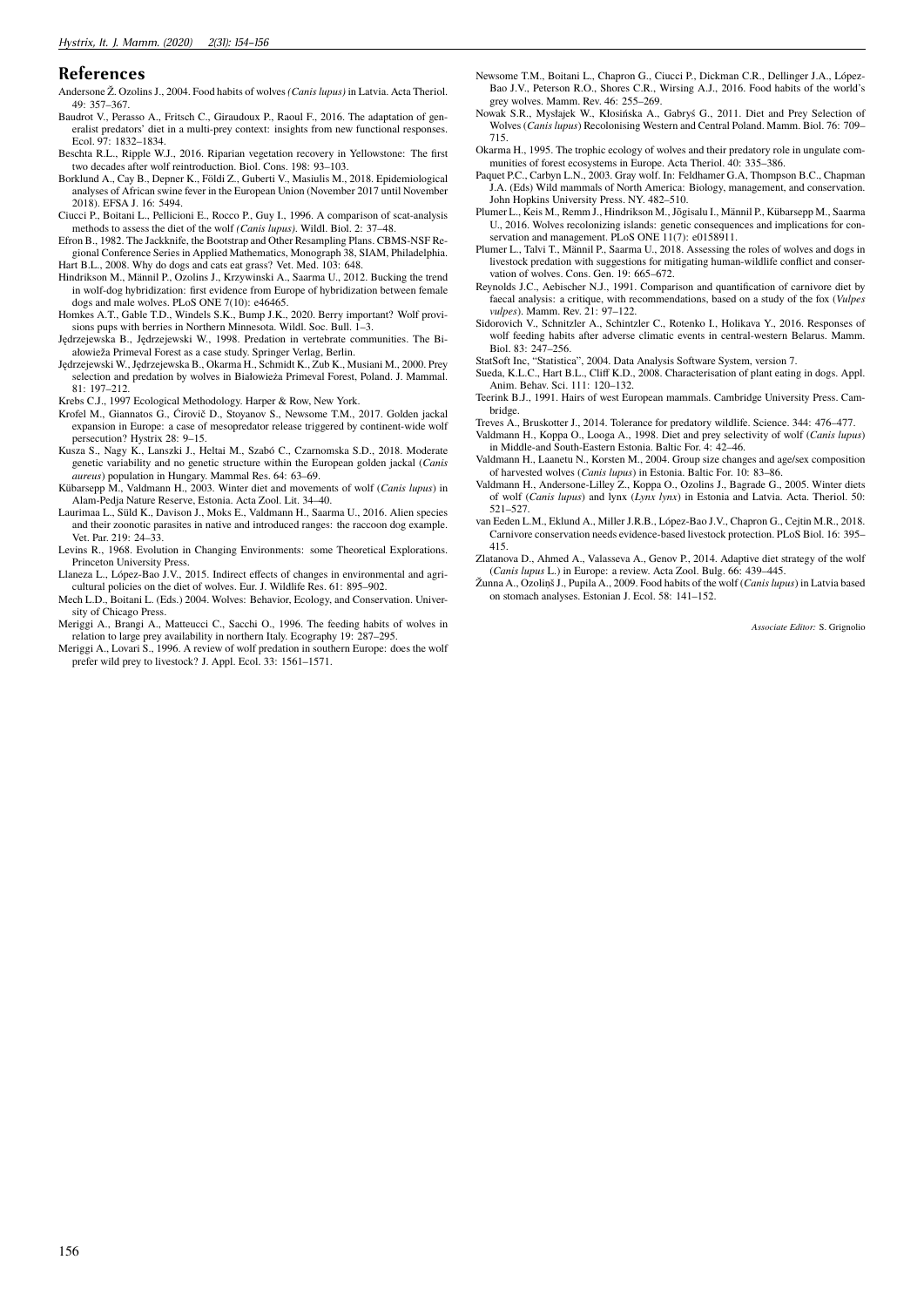## References

Andersone Ž. Ozolins J., 2004. Food habits of wolves *(Canis lupus)* in Latvia. Acta Theriol. 49: 357–367.

Baudrot V., Perasso A., Fritsch C., Giraudoux P., Raoul F., 2016. The adaptation of generalist predators' diet in a multi-prey context: insights from new functional responses. Ecol. 97: 1832–1834.

Beschta R.L., Ripple W.J., 2016. Riparian vegetation recovery in Yellowstone: The first two decades after wolf reintroduction. Biol. Cons. 198: 93–103.

Borklund A., Cay B., Depner K., Földi Z., Guberti V., Masiulis M., 2018. Epidemiological analyses of African swine fever in the European Union (November 2017 until November 2018). EFSA J. 16: 5494.

Ciucci P., Boitani L., Pellicioni E., Rocco P., Guy I., 1996. A comparison of scat-analysis methods to assess the diet of the wolf *(Canis lupus)*. Wildl. Biol. 2: 37–48.

Efron B., 1982. The Jackknife, the Bootstrap and Other Resampling Plans. CBMS-NSF Regional Conference Series in Applied Mathematics, Monograph 38, SIAM, Philadelphia.

Hart B.L., 2008. Why do dogs and cats eat grass? Vet. Med. 103: 648.

Hindrikson M., Männil P., Ozolins J., Krzywinski A., Saarma U., 2012. Bucking the trend in wolf-dog hybridization: first evidence from Europe of hybridization between female dogs and male wolves. PLoS ONE 7(10): e46465.

Homkes A.T., Gable T.D., Windels S.K., Bump J.K., 2020. Berry important? Wolf provisions pups with berries in Northern Minnesota. Wildl. Soc. Bull. 1–3.

Jędrzejewska B., Jędrzejewski W., 1998. Predation in vertebrate communities. The Białowieża Primeval Forest as a case study. Springer Verlag, Berlin.

Jędrzejewski W., Jędrzejewska B., Okarma H., Schmidt K., Zub K., Musiani M., 2000. Prey selection and predation by wolves in Białowieża Primeval Forest, Poland. J. Mammal. 81: 197–212.

Krebs C.J., 1997 Ecological Methodology. Harper & Row, New York.

Krofel M., Giannatos G., Ćirovič D., Stoyanov S., Newsome T.M., 2017. Golden jackal expansion in Europe: a case of mesopredator release triggered by continent-wide wolf persecution? Hystrix 28: 9–15.

Kusza S., Nagy K., Lanszki J., Heltai M., Szabó C., Czarnomska S.D., 2018. Moderate genetic variability and no genetic structure within the European golden jackal (*Canis aureus*) population in Hungary. Mammal Res. 64: 63–69.

Kübarsepp M., Valdmann H., 2003. Winter diet and movements of wolf (*Canis lupus*) in Alam-Pedja Nature Reserve, Estonia. Acta Zool. Lit. 34–40.

Laurimaa L., Süld K., Davison J., Moks E., Valdmann H., Saarma U., 2016. Alien species and their zoonotic parasites in native and introduced ranges: the raccoon dog example. Vet. Par. 219: 24–33.

Levins R., 1968. Evolution in Changing Environments: some Theoretical Explorations. Princeton University Press.

Llaneza L., López-Bao J.V., 2015. Indirect effects of changes in environmental and agricultural policies on the diet of wolves. Eur. J. Wildlife Res. 61: 895–902.

Mech L.D., Boitani L. (Eds.) 2004. Wolves: Behavior, Ecology, and Conservation. University of Chicago Press.

Meriggi A., Brangi A., Matteucci C., Sacchi O., 1996. The feeding habits of wolves in relation to large prey availability in northern Italy. Ecography 19: 287–295.

Meriggi A., Lovari S., 1996. A review of wolf predation in southern Europe: does the wolf prefer wild prey to livestock? J. Appl. Ecol. 33: 1561–1571.

Newsome T.M., Boitani L., Chapron G., Ciucci P., Dickman C.R., Dellinger J.A., López-Bao J.V., Peterson R.O., Shores C.R., Wirsing A.J., 2016. Food habits of the world's grey wolves. Mamm. Rev. 46: 255–269.

Nowak S.R., Mysłajek W., Kłosińska A., Gabryś G., 2011. Diet and Prey Selection of Wolves (*Canis lupus*) Recolonising Western and Central Poland. Mamm. Biol. 76: 709–715.

Okarma H., 1995. The trophic ecology of wolves and their predatory role in ungulate communities of forest ecosystems in Europe. Acta Theriol. 40: 335–386.

Paquet P.C., Carbyn L.N., 2003. Gray wolf. In: Feldhamer G.A, Thompson B.C., Chapman J.A. (Eds) Wild mammals of North America: Biology, management, and conservation. John Hopkins University Press. NY. 482–510.

Plumer L., Keis M., Remm J., Hindrikson M., Jõgisalu I., Männil P., Kübarsepp M., Saarma U., 2016. Wolves recolonizing islands: genetic consequences and implications for conservation and management. PLoS ONE 11(7): e0158911.

Plumer L., Talvi T., Männil P., Saarma U., 2018. Assessing the roles of wolves and dogs in livestock predation with suggestions for mitigating human-wildlife conflict and conservation of wolves. Cons. Gen. 19: 665–672.

Reynolds J.C., Aebischer N.J., 1991. Comparison and quantification of carnivore diet by faecal analysis: a critique, with recommendations, based on a study of the fox (*Vulpes vulpes*). Mamm. Rev. 21: 97–122.

Sidorovich V., Schnitzler A., Schintzler C., Rotenko I., Holikava Y., 2016. Responses of wolf feeding habits after adverse climatic events in central-western Belarus. Mamm. Biol. 83: 247–256.

StatSoft Inc, "Statistica", 2004. Data Analysis Software System, version 7.

Sueda, K.L.C., Hart B.L., Cliff K.D., 2008. Characterisation of plant eating in dogs. Appl. Anim. Behav. Sci. 111: 120–132.

Teerink B.J., 1991. Hairs of west European mammals. Cambridge University Press. Cambridge.

Treves A., Bruskotter J., 2014. Tolerance for predatory wildlife. Science. 344: 476–477.

Valdmann H., Koppa O., Looga A., 1998. Diet and prey selectivity of wolf (*Canis lupus*) in Middle-and South-Eastern Estonia. Baltic For. 4: 42–46.

Valdmann H., Laanetu N., Korsten M., 2004. Group size changes and age/sex composition of harvested wolves (*Canis lupus*) in Estonia. Baltic For. 10: 83–86.

Valdmann H., Andersone-Lilley Z., Koppa O., Ozolins J., Bagrade G., 2005. Winter diets of wolf (*Canis lupus*) and lynx (*Lynx lynx*) in Estonia and Latvia. Acta. Theriol. 50: 521–527.

van Eeden L.M., Eklund A., Miller J.R.B., López-Bao J.V., Chapron G., Cejtin M.R., 2018. Carnivore conservation needs evidence-based livestock protection. PLoS Biol. 16: 395–415.

Zlatanova D., Ahmed A., Valasseva A., Genov P., 2014. Adaptive diet strategy of the wolf (*Canis lupus* L.) in Europe: a review. Acta Zool. Bulg. 66: 439–445.

Žunna A., Ozoliņš J., Pupila A., 2009. Food habits of the wolf (*Canis lupus*) in Latvia based on stomach analyses. Estonian J. Ecol. 58: 141–152.

*Associate Editor:* S. Grignolio